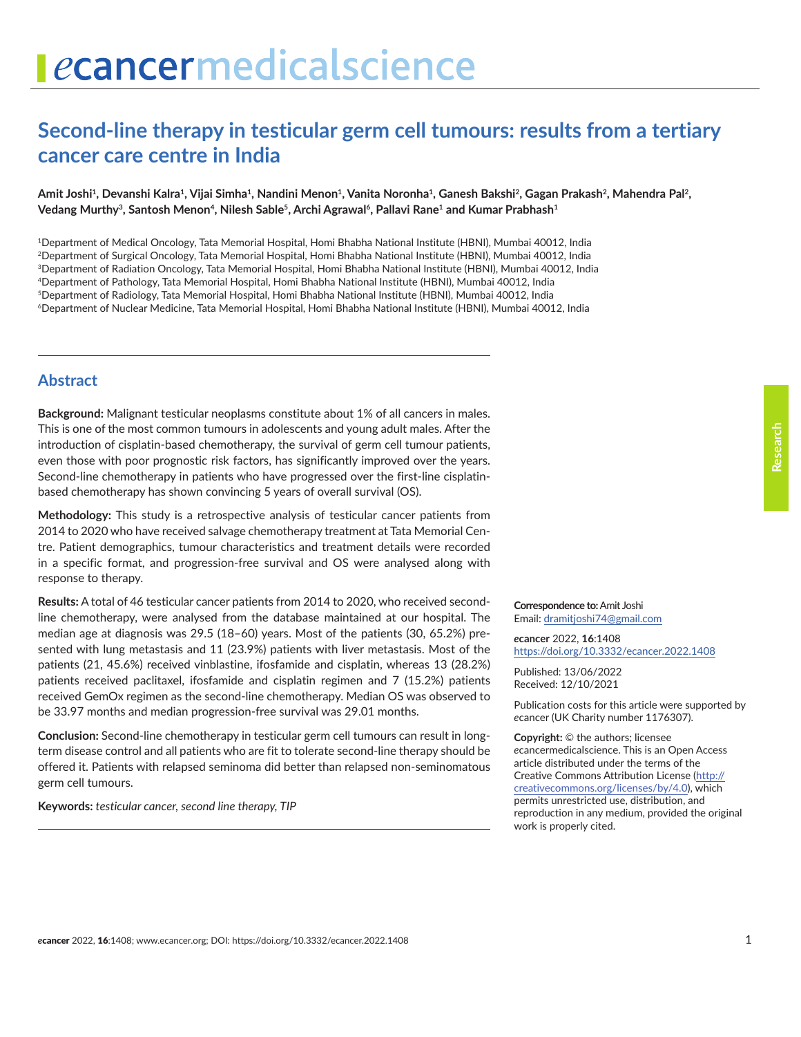# Second-line therapy in testicular germ cell tumours: results from a tertiary cancer care centre in India

**Amit Joshi[1], Devanshi Kalra[1], Vijai Simha[1], Nandini Menon[1], Vanita Noronha[1], Ganesh Bakshi[2], Gagan Prakash[2], Mahendra Pal[2], Vedang Murthy[3], Santosh Menon[4], Nilesh Sable[5], Archi Agrawal[6], Pallavi Rane[1] and Kumar Prabhash[1]**

[1]Department of Medical Oncology, Tata Memorial Hospital, Homi Bhabha National Institute (HBNI), Mumbai 40012, India
[2]Department of Surgical Oncology, Tata Memorial Hospital, Homi Bhabha National Institute (HBNI), Mumbai 40012, India
[3]Department of Radiation Oncology, Tata Memorial Hospital, Homi Bhabha National Institute (HBNI), Mumbai 40012, India
[4]Department of Pathology, Tata Memorial Hospital, Homi Bhabha National Institute (HBNI), Mumbai 40012, India
[5]Department of Radiology, Tata Memorial Hospital, Homi Bhabha National Institute (HBNI), Mumbai 40012, India
[6]Department of Nuclear Medicine, Tata Memorial Hospital, Homi Bhabha National Institute (HBNI), Mumbai 40012, India

## Abstract

**Background:** Malignant testicular neoplasms constitute about 1% of all cancers in males. This is one of the most common tumours in adolescents and young adult males. After the introduction of cisplatin-based chemotherapy, the survival of germ cell tumour patients, even those with poor prognostic risk factors, has significantly improved over the years. Second-line chemotherapy in patients who have progressed over the first-line cisplatin-based chemotherapy has shown convincing 5 years of overall survival (OS).

**Methodology:** This study is a retrospective analysis of testicular cancer patients from 2014 to 2020 who have received salvage chemotherapy treatment at Tata Memorial Centre. Patient demographics, tumour characteristics and treatment details were recorded in a specific format, and progression-free survival and OS were analysed along with response to therapy.

**Results:** A total of 46 testicular cancer patients from 2014 to 2020, who received second-line chemotherapy, were analysed from the database maintained at our hospital. The median age at diagnosis was 29.5 (18–60) years. Most of the patients (30, 65.2%) presented with lung metastasis and 11 (23.9%) patients with liver metastasis. Most of the patients (21, 45.6%) received vinblastine, ifosfamide and cisplatin, whereas 13 (28.2%) patients received paclitaxel, ifosfamide and cisplatin regimen and 7 (15.2%) patients received GemOx regimen as the second-line chemotherapy. Median OS was observed to be 33.97 months and median progression-free survival was 29.01 months.

**Conclusion:** Second-line chemotherapy in testicular germ cell tumours can result in long-term disease control and all patients who are fit to tolerate second-line therapy should be offered it. Patients with relapsed seminoma did better than relapsed non-seminomatous germ cell tumours.

**Keywords:** *testicular cancer, second line therapy, TIP*

**Correspondence to:** Amit Joshi
Email: dramitjoshi74@gmail.com

*e*cancer 2022, **16**:1408
https://doi.org/10.3332/ecancer.2022.1408

Published: 13/06/2022
Received: 12/10/2021

Publication costs for this article were supported by *e*cancer (UK Charity number 1176307).

**Copyright:** © the authors; licensee *e*cancermedicalscience. This is an Open Access article distributed under the terms of the Creative Commons Attribution License (http://creativecommons.org/licenses/by/4.0), which permits unrestricted use, distribution, and reproduction in any medium, provided the original work is properly cited.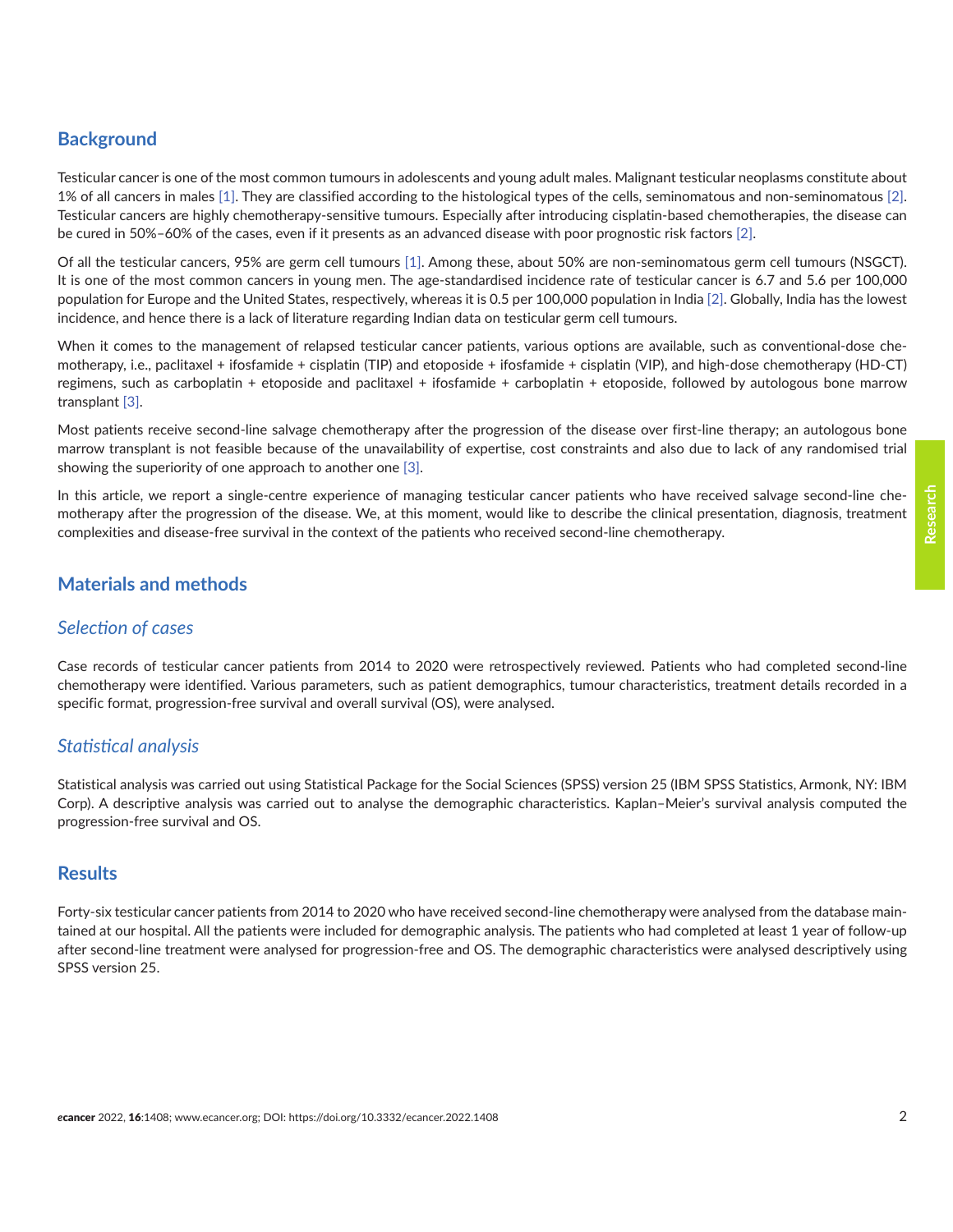## Background

Testicular cancer is one of the most common tumours in adolescents and young adult males. Malignant testicular neoplasms constitute about 1% of all cancers in males [1]. They are classified according to the histological types of the cells, seminomatous and non-seminomatous [2]. Testicular cancers are highly chemotherapy-sensitive tumours. Especially after introducing cisplatin-based chemotherapies, the disease can be cured in 50%–60% of the cases, even if it presents as an advanced disease with poor prognostic risk factors [2].

Of all the testicular cancers, 95% are germ cell tumours [1]. Among these, about 50% are non-seminomatous germ cell tumours (NSGCT). It is one of the most common cancers in young men. The age-standardised incidence rate of testicular cancer is 6.7 and 5.6 per 100,000 population for Europe and the United States, respectively, whereas it is 0.5 per 100,000 population in India [2]. Globally, India has the lowest incidence, and hence there is a lack of literature regarding Indian data on testicular germ cell tumours.

When it comes to the management of relapsed testicular cancer patients, various options are available, such as conventional-dose chemotherapy, i.e., paclitaxel + ifosfamide + cisplatin (TIP) and etoposide + ifosfamide + cisplatin (VIP), and high-dose chemotherapy (HD-CT) regimens, such as carboplatin + etoposide and paclitaxel + ifosfamide + carboplatin + etoposide, followed by autologous bone marrow transplant [3].

Most patients receive second-line salvage chemotherapy after the progression of the disease over first-line therapy; an autologous bone marrow transplant is not feasible because of the unavailability of expertise, cost constraints and also due to lack of any randomised trial showing the superiority of one approach to another one [3].

In this article, we report a single-centre experience of managing testicular cancer patients who have received salvage second-line chemotherapy after the progression of the disease. We, at this moment, would like to describe the clinical presentation, diagnosis, treatment complexities and disease-free survival in the context of the patients who received second-line chemotherapy.

## Materials and methods

### *Selection of cases*

Case records of testicular cancer patients from 2014 to 2020 were retrospectively reviewed. Patients who had completed second-line chemotherapy were identified. Various parameters, such as patient demographics, tumour characteristics, treatment details recorded in a specific format, progression-free survival and overall survival (OS), were analysed.

### *Statistical analysis*

Statistical analysis was carried out using Statistical Package for the Social Sciences (SPSS) version 25 (IBM SPSS Statistics, Armonk, NY: IBM Corp). A descriptive analysis was carried out to analyse the demographic characteristics. Kaplan–Meier's survival analysis computed the progression-free survival and OS.

## Results

Forty-six testicular cancer patients from 2014 to 2020 who have received second-line chemotherapy were analysed from the database maintained at our hospital. All the patients were included for demographic analysis. The patients who had completed at least 1 year of follow-up after second-line treatment were analysed for progression-free and OS. The demographic characteristics were analysed descriptively using SPSS version 25.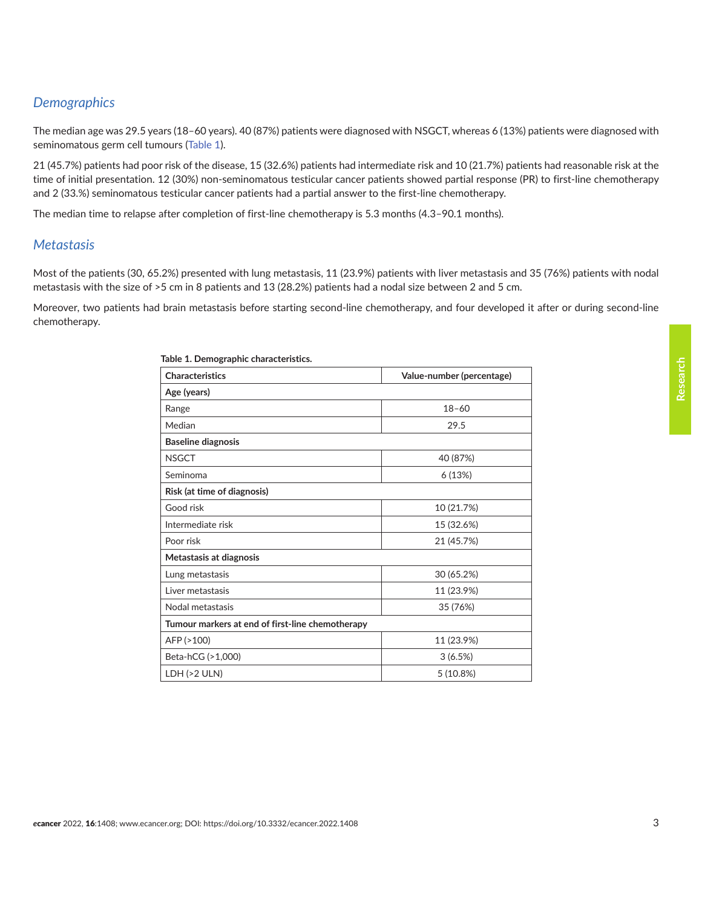## Demographics

The median age was 29.5 years (18–60 years). 40 (87%) patients were diagnosed with NSGCT, whereas 6 (13%) patients were diagnosed with seminomatous germ cell tumours (Table 1).

21 (45.7%) patients had poor risk of the disease, 15 (32.6%) patients had intermediate risk and 10 (21.7%) patients had reasonable risk at the time of initial presentation. 12 (30%) non-seminomatous testicular cancer patients showed partial response (PR) to first-line chemotherapy and 2 (33.%) seminomatous testicular cancer patients had a partial answer to the first-line chemotherapy.

The median time to relapse after completion of first-line chemotherapy is 5.3 months (4.3–90.1 months).

## Metastasis

Most of the patients (30, 65.2%) presented with lung metastasis, 11 (23.9%) patients with liver metastasis and 35 (76%) patients with nodal metastasis with the size of >5 cm in 8 patients and 13 (28.2%) patients had a nodal size between 2 and 5 cm.

Moreover, two patients had brain metastasis before starting second-line chemotherapy, and four developed it after or during second-line chemotherapy.

**Table 1. Demographic characteristics.**

| Characteristics | Value-number (percentage) |
|---|---|
| **Age (years)** | |
| Range | 18–60 |
| Median | 29.5 |
| **Baseline diagnosis** | |
| NSGCT | 40 (87%) |
| Seminoma | 6 (13%) |
| **Risk (at time of diagnosis)** | |
| Good risk | 10 (21.7%) |
| Intermediate risk | 15 (32.6%) |
| Poor risk | 21 (45.7%) |
| **Metastasis at diagnosis** | |
| Lung metastasis | 30 (65.2%) |
| Liver metastasis | 11 (23.9%) |
| Nodal metastasis | 35 (76%) |
| **Tumour markers at end of first-line chemotherapy** | |
| AFP (>100) | 11 (23.9%) |
| Beta-hCG (>1,000) | 3 (6.5%) |
| LDH (>2 ULN) | 5 (10.8%) |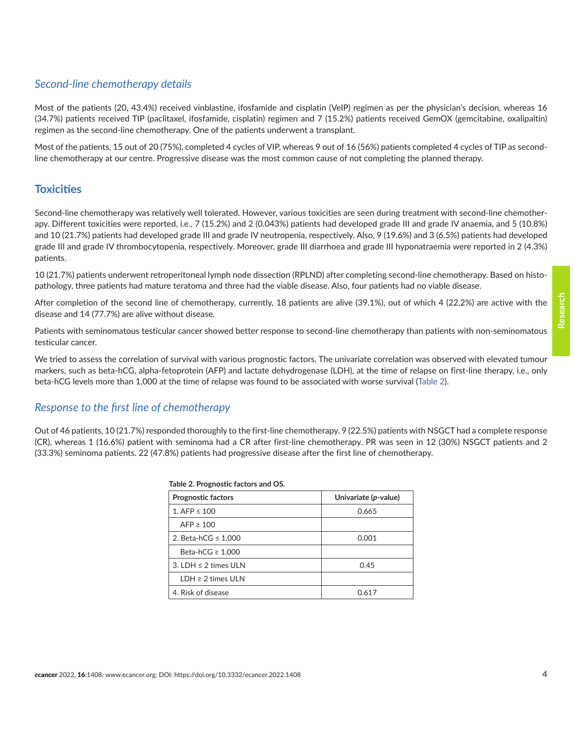### *Second-line chemotherapy details*

Most of the patients (20, 43.4%) received vinblastine, ifosfamide and cisplatin (VeIP) regimen as per the physician's decision, whereas 16 (34.7%) patients received TIP (paclitaxel, ifosfamide, cisplatin) regimen and 7 (15.2%) patients received GemOX (gemcitabine, oxalipaltin) regimen as the second-line chemotherapy. One of the patients underwent a transplant.

Most of the patients, 15 out of 20 (75%), completed 4 cycles of VIP, whereas 9 out of 16 (56%) patients completed 4 cycles of TIP as second-line chemotherapy at our centre. Progressive disease was the most common cause of not completing the planned therapy.

## Toxicities

Second-line chemotherapy was relatively well tolerated. However, various toxicities are seen during treatment with second-line chemotherapy. Different toxicities were reported, i.e., 7 (15.2%) and 2 (0.043%) patients had developed grade III and grade IV anaemia, and 5 (10.8%) and 10 (21.7%) patients had developed grade III and grade IV neutropenia, respectively. Also, 9 (19.6%) and 3 (6.5%) patients had developed grade III and grade IV thrombocytopenia, respectively. Moreover, grade III diarrhoea and grade III hyponatraemia were reported in 2 (4.3%) patients.

10 (21.7%) patients underwent retroperitoneal lymph node dissection (RPLND) after completing second-line chemotherapy. Based on histopathology, three patients had mature teratoma and three had the viable disease. Also, four patients had no viable disease.

After completion of the second line of chemotherapy, currently, 18 patients are alive (39.1%), out of which 4 (22.2%) are active with the disease and 14 (77.7%) are alive without disease.

Patients with seminomatous testicular cancer showed better response to second-line chemotherapy than patients with non-seminomatous testicular cancer.

We tried to assess the correlation of survival with various prognostic factors. The univariate correlation was observed with elevated tumour markers, such as beta-hCG, alpha-fetoprotein (AFP) and lactate dehydrogenase (LDH), at the time of relapse on first-line therapy, i.e., only beta-hCG levels more than 1,000 at the time of relapse was found to be associated with worse survival (Table 2).

### *Response to the first line of chemotherapy*

Out of 46 patients, 10 (21.7%) responded thoroughly to the first-line chemotherapy. 9 (22.5%) patients with NSGCT had a complete response (CR), whereas 1 (16.6%) patient with seminoma had a CR after first-line chemotherapy. PR was seen in 12 (30%) NSGCT patients and 2 (33.3%) seminoma patients. 22 (47.8%) patients had progressive disease after the first line of chemotherapy.

**Table 2. Prognostic factors and OS.**

| Prognostic factors | Univariate (*p*-value) |
|---|---|
| 1. AFP ≤ 100 | 0.665 |
| AFP ≥ 100 | |
| 2. Beta-hCG ≤ 1,000 | 0.001 |
| Beta-hCG ≥ 1,000 | |
| 3. LDH ≤ 2 times ULN | 0.45 |
| LDH ≥ 2 times ULN | |
| 4. Risk of disease | 0.617 |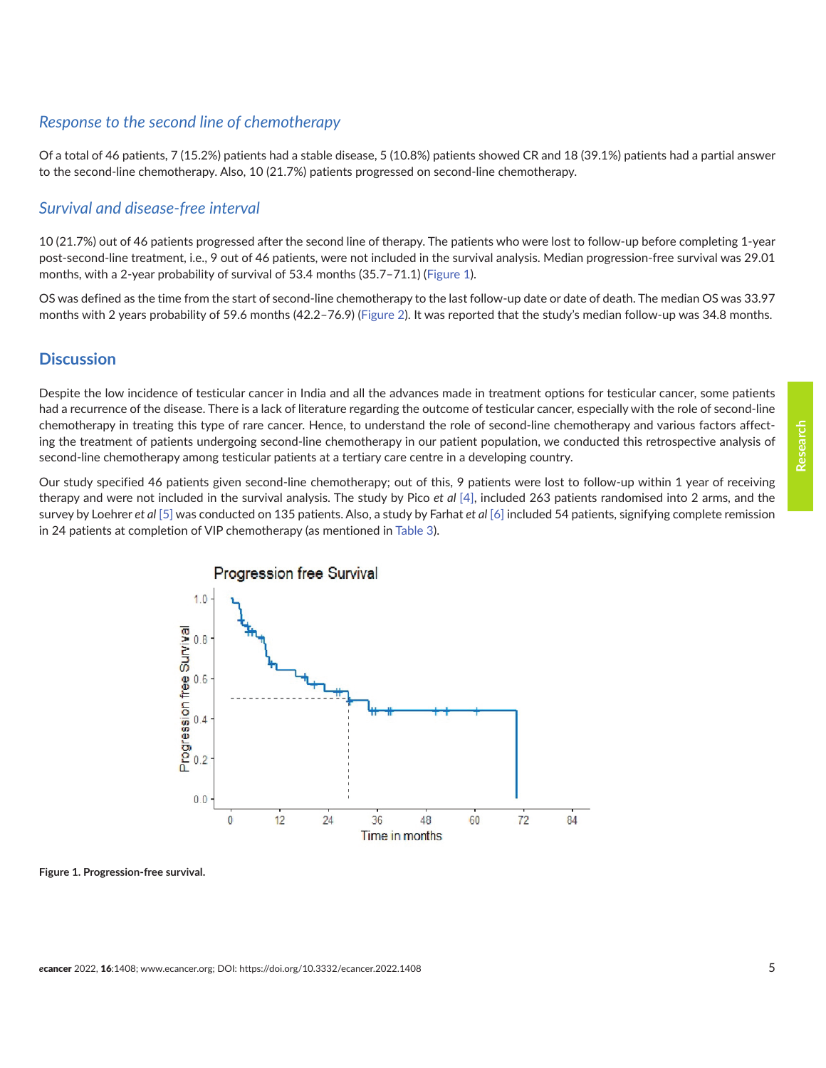### *Response to the second line of chemotherapy*

Of a total of 46 patients, 7 (15.2%) patients had a stable disease, 5 (10.8%) patients showed CR and 18 (39.1%) patients had a partial answer to the second-line chemotherapy. Also, 10 (21.7%) patients progressed on second-line chemotherapy.

### *Survival and disease-free interval*

10 (21.7%) out of 46 patients progressed after the second line of therapy. The patients who were lost to follow-up before completing 1-year post-second-line treatment, i.e., 9 out of 46 patients, were not included in the survival analysis. Median progression-free survival was 29.01 months, with a 2-year probability of survival of 53.4 months (35.7–71.1) (Figure 1).

OS was defined as the time from the start of second-line chemotherapy to the last follow-up date or date of death. The median OS was 33.97 months with 2 years probability of 59.6 months (42.2–76.9) (Figure 2). It was reported that the study's median follow-up was 34.8 months.

## Discussion

Despite the low incidence of testicular cancer in India and all the advances made in treatment options for testicular cancer, some patients had a recurrence of the disease. There is a lack of literature regarding the outcome of testicular cancer, especially with the role of second-line chemotherapy in treating this type of rare cancer. Hence, to understand the role of second-line chemotherapy and various factors affecting the treatment of patients undergoing second-line chemotherapy in our patient population, we conducted this retrospective analysis of second-line chemotherapy among testicular patients at a tertiary care centre in a developing country.

Our study specified 46 patients given second-line chemotherapy; out of this, 9 patients were lost to follow-up within 1 year of receiving therapy and were not included in the survival analysis. The study by Pico *et al* [4], included 263 patients randomised into 2 arms, and the survey by Loehrer *et al* [5] was conducted on 135 patients. Also, a study by Farhat *et al* [6] included 54 patients, signifying complete remission in 24 patients at completion of VIP chemotherapy (as mentioned in Table 3).

**Figure 1. Progression-free survival.**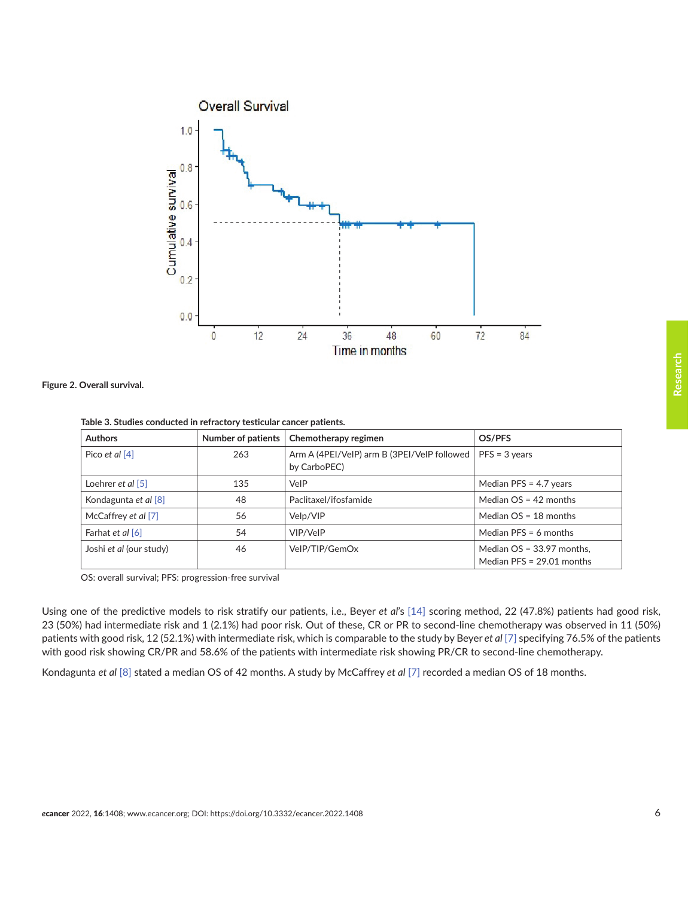**Figure 2. Overall survival.**

**Table 3. Studies conducted in refractory testicular cancer patients.**

| Authors | Number of patients | Chemotherapy regimen | OS/PFS |
|---|---|---|---|
| Pico *et al* [4] | 263 | Arm A (4PEI/VeIP) arm B (3PEI/VeIP followed by CarboPEC) | PFS = 3 years |
| Loehrer *et al* [5] | 135 | VeIP | Median PFS = 4.7 years |
| Kondagunta *et al* [8] | 48 | Paclitaxel/ifosfamide | Median OS = 42 months |
| McCaffrey *et al* [7] | 56 | Velp/VIP | Median OS = 18 months |
| Farhat *et al* [6] | 54 | VIP/VeIP | Median PFS = 6 months |
| Joshi *et al* (our study) | 46 | VeIP/TIP/GemOx | Median OS = 33.97 months, Median PFS = 29.01 months |

OS: overall survival; PFS: progression-free survival

Using one of the predictive models to risk stratify our patients, i.e., Beyer *et al*'s [14] scoring method, 22 (47.8%) patients had good risk, 23 (50%) had intermediate risk and 1 (2.1%) had poor risk. Out of these, CR or PR to second-line chemotherapy was observed in 11 (50%) patients with good risk, 12 (52.1%) with intermediate risk, which is comparable to the study by Beyer *et al* [7] specifying 76.5% of the patients with good risk showing CR/PR and 58.6% of the patients with intermediate risk showing PR/CR to second-line chemotherapy.

Kondagunta *et al* [8] stated a median OS of 42 months. A study by McCaffrey *et al* [7] recorded a median OS of 18 months.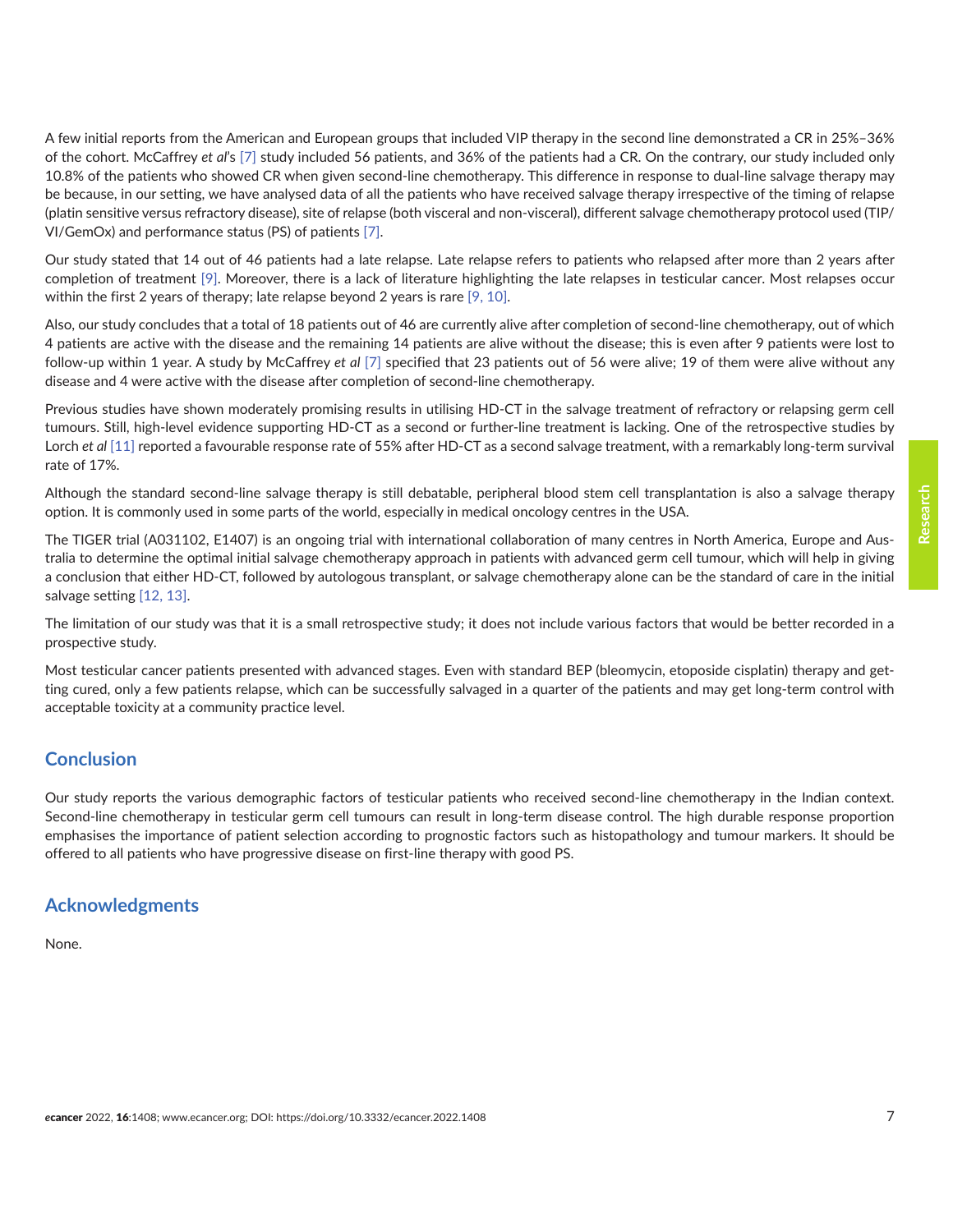A few initial reports from the American and European groups that included VIP therapy in the second line demonstrated a CR in 25%–36% of the cohort. McCaffrey *et al*'s [7] study included 56 patients, and 36% of the patients had a CR. On the contrary, our study included only 10.8% of the patients who showed CR when given second-line chemotherapy. This difference in response to dual-line salvage therapy may be because, in our setting, we have analysed data of all the patients who have received salvage therapy irrespective of the timing of relapse (platin sensitive versus refractory disease), site of relapse (both visceral and non-visceral), different salvage chemotherapy protocol used (TIP/VI/GemOx) and performance status (PS) of patients [7].

Our study stated that 14 out of 46 patients had a late relapse. Late relapse refers to patients who relapsed after more than 2 years after completion of treatment [9]. Moreover, there is a lack of literature highlighting the late relapses in testicular cancer. Most relapses occur within the first 2 years of therapy; late relapse beyond 2 years is rare [9, 10].

Also, our study concludes that a total of 18 patients out of 46 are currently alive after completion of second-line chemotherapy, out of which 4 patients are active with the disease and the remaining 14 patients are alive without the disease; this is even after 9 patients were lost to follow-up within 1 year. A study by McCaffrey *et al* [7] specified that 23 patients out of 56 were alive; 19 of them were alive without any disease and 4 were active with the disease after completion of second-line chemotherapy.

Previous studies have shown moderately promising results in utilising HD-CT in the salvage treatment of refractory or relapsing germ cell tumours. Still, high-level evidence supporting HD-CT as a second or further-line treatment is lacking. One of the retrospective studies by Lorch *et al* [11] reported a favourable response rate of 55% after HD-CT as a second salvage treatment, with a remarkably long-term survival rate of 17%.

Although the standard second-line salvage therapy is still debatable, peripheral blood stem cell transplantation is also a salvage therapy option. It is commonly used in some parts of the world, especially in medical oncology centres in the USA.

The TIGER trial (A031102, E1407) is an ongoing trial with international collaboration of many centres in North America, Europe and Australia to determine the optimal initial salvage chemotherapy approach in patients with advanced germ cell tumour, which will help in giving a conclusion that either HD-CT, followed by autologous transplant, or salvage chemotherapy alone can be the standard of care in the initial salvage setting [12, 13].

The limitation of our study was that it is a small retrospective study; it does not include various factors that would be better recorded in a prospective study.

Most testicular cancer patients presented with advanced stages. Even with standard BEP (bleomycin, etoposide cisplatin) therapy and getting cured, only a few patients relapse, which can be successfully salvaged in a quarter of the patients and may get long-term control with acceptable toxicity at a community practice level.

## Conclusion

Our study reports the various demographic factors of testicular patients who received second-line chemotherapy in the Indian context. Second-line chemotherapy in testicular germ cell tumours can result in long-term disease control. The high durable response proportion emphasises the importance of patient selection according to prognostic factors such as histopathology and tumour markers. It should be offered to all patients who have progressive disease on first-line therapy with good PS.

## Acknowledgments

None.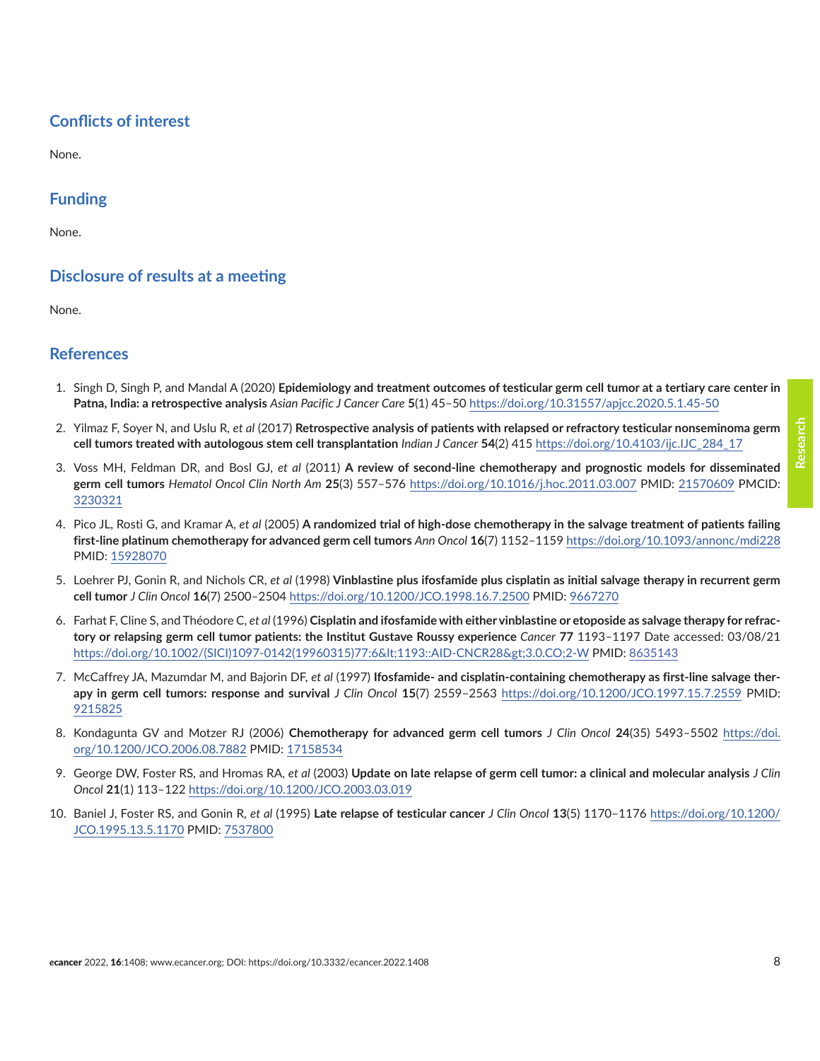## Conflicts of interest

None.

## Funding

None.

## Disclosure of results at a meeting

None.

## References

1. Singh D, Singh P, and Mandal A (2020) **Epidemiology and treatment outcomes of testicular germ cell tumor at a tertiary care center in Patna, India: a retrospective analysis** *Asian Pacific J Cancer Care* **5**(1) 45–50 https://doi.org/10.31557/apjcc.2020.5.1.45-50
2. Yilmaz F, Soyer N, and Uslu R, *et al* (2017) **Retrospective analysis of patients with relapsed or refractory testicular nonseminoma germ cell tumors treated with autologous stem cell transplantation** *Indian J Cancer* **54**(2) 415 https://doi.org/10.4103/ijc.IJC_284_17
3. Voss MH, Feldman DR, and Bosl GJ, *et al* (2011) **A review of second-line chemotherapy and prognostic models for disseminated germ cell tumors** *Hematol Oncol Clin North Am* **25**(3) 557–576 https://doi.org/10.1016/j.hoc.2011.03.007 PMID: 21570609 PMCID: 3230321
4. Pico JL, Rosti G, and Kramar A, *et al* (2005) **A randomized trial of high-dose chemotherapy in the salvage treatment of patients failing first-line platinum chemotherapy for advanced germ cell tumors** *Ann Oncol* **16**(7) 1152–1159 https://doi.org/10.1093/annonc/mdi228 PMID: 15928070
5. Loehrer PJ, Gonin R, and Nichols CR, *et al* (1998) **Vinblastine plus ifosfamide plus cisplatin as initial salvage therapy in recurrent germ cell tumor** *J Clin Oncol* **16**(7) 2500–2504 https://doi.org/10.1200/JCO.1998.16.7.2500 PMID: 9667270
6. Farhat F, Cline S, and Théodore C, *et al* (1996) **Cisplatin and ifosfamide with either vinblastine or etoposide as salvage therapy for refractory or relapsing germ cell tumor patients: the Institut Gustave Roussy experience** *Cancer* **77** 1193–1197 Date accessed: 03/08/21 https://doi.org/10.1002/(SICI)1097-0142(19960315)77:6&lt;1193::AID-CNCR28&gt;3.0.CO;2-W PMID: 8635143
7. McCaffrey JA, Mazumdar M, and Bajorin DF, *et al* (1997) **Ifosfamide- and cisplatin-containing chemotherapy as first-line salvage therapy in germ cell tumors: response and survival** *J Clin Oncol* **15**(7) 2559–2563 https://doi.org/10.1200/JCO.1997.15.7.2559 PMID: 9215825
8. Kondagunta GV and Motzer RJ (2006) **Chemotherapy for advanced germ cell tumors** *J Clin Oncol* **24**(35) 5493–5502 https://doi.org/10.1200/JCO.2006.08.7882 PMID: 17158534
9. George DW, Foster RS, and Hromas RA, *et al* (2003) **Update on late relapse of germ cell tumor: a clinical and molecular analysis** *J Clin Oncol* **21**(1) 113–122 https://doi.org/10.1200/JCO.2003.03.019
10. Baniel J, Foster RS, and Gonin R, *et al* (1995) **Late relapse of testicular cancer** *J Clin Oncol* **13**(5) 1170–1176 https://doi.org/10.1200/JCO.1995.13.5.1170 PMID: 7537800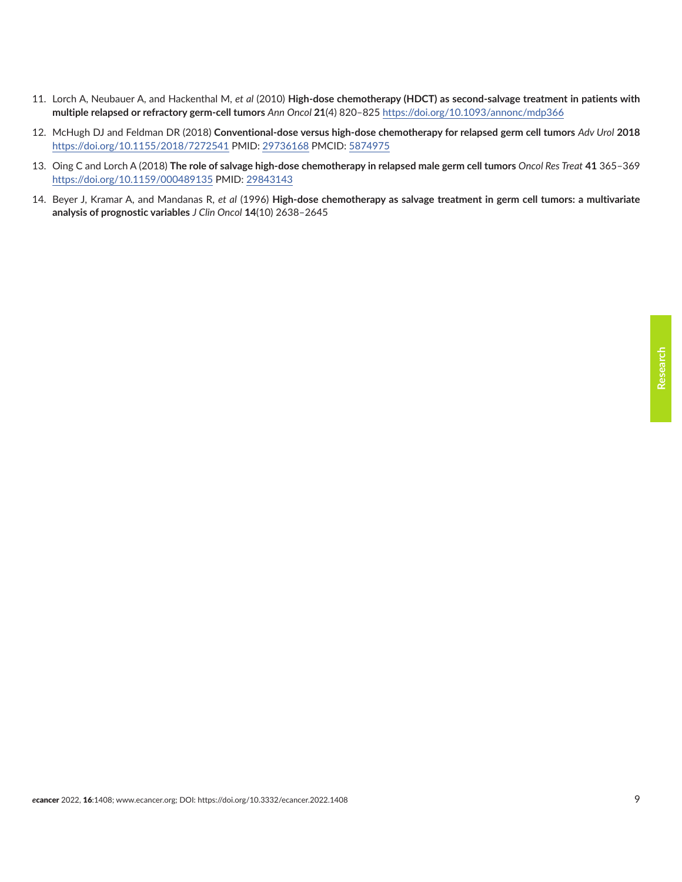11. Lorch A, Neubauer A, and Hackenthal M, *et al* (2010) **High-dose chemotherapy (HDCT) as second-salvage treatment in patients with multiple relapsed or refractory germ-cell tumors** *Ann Oncol* **21**(4) 820–825 https://doi.org/10.1093/annonc/mdp366

12. McHugh DJ and Feldman DR (2018) **Conventional-dose versus high-dose chemotherapy for relapsed germ cell tumors** *Adv Urol* **2018** https://doi.org/10.1155/2018/7272541 PMID: 29736168 PMCID: 5874975

13. Oing C and Lorch A (2018) **The role of salvage high-dose chemotherapy in relapsed male germ cell tumors** *Oncol Res Treat* **41** 365–369 https://doi.org/10.1159/000489135 PMID: 29843143

14. Beyer J, Kramar A, and Mandanas R, *et al* (1996) **High-dose chemotherapy as salvage treatment in germ cell tumors: a multivariate analysis of prognostic variables** *J Clin Oncol* **14**(10) 2638–2645